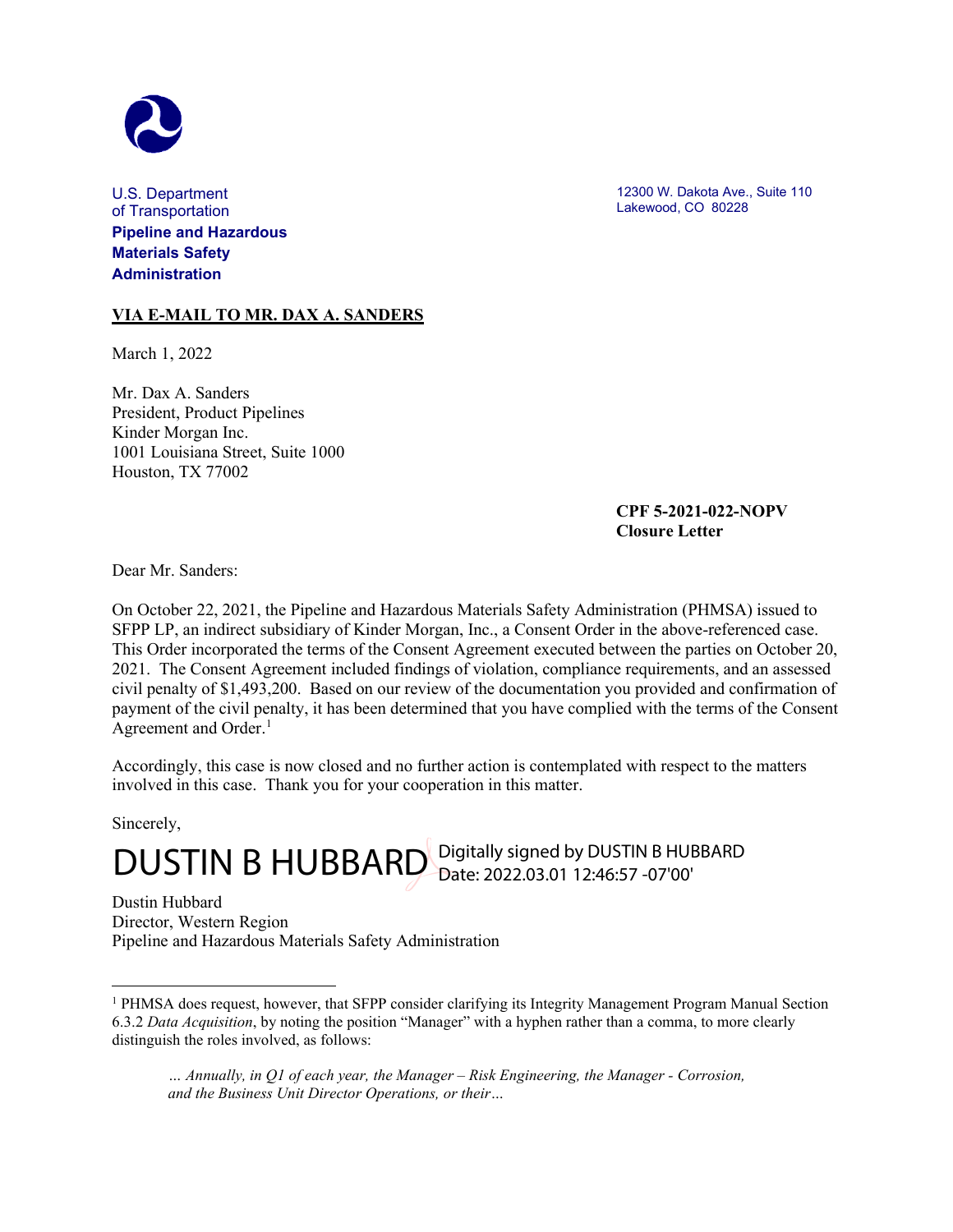U.S. Department of Transportation
**Pipeline and Hazardous Materials Safety Administration**

12300 W. Dakota Ave., Suite 110
Lakewood, CO 80228

**VIA E-MAIL TO MR. DAX A. SANDERS**

March 1, 2022

Mr. Dax A. Sanders
President, Product Pipelines
Kinder Morgan Inc.
1001 Louisiana Street, Suite 1000
Houston, TX 77002

**CPF 5-2021-022-NOPV**
**Closure Letter**

Dear Mr. Sanders:

On October 22, 2021, the Pipeline and Hazardous Materials Safety Administration (PHMSA) issued to SFPP LP, an indirect subsidiary of Kinder Morgan, Inc., a Consent Order in the above-referenced case. This Order incorporated the terms of the Consent Agreement executed between the parties on October 20, 2021. The Consent Agreement included findings of violation, compliance requirements, and an assessed civil penalty of $1,493,200. Based on our review of the documentation you provided and confirmation of payment of the civil penalty, it has been determined that you have complied with the terms of the Consent Agreement and Order.[1]

Accordingly, this case is now closed and no further action is contemplated with respect to the matters involved in this case. Thank you for your cooperation in this matter.

Sincerely,

DUSTIN B HUBBARD Digitally signed by DUSTIN B HUBBARD
Date: 2022.03.01 12:46:57 -07'00'

Dustin Hubbard
Director, Western Region
Pipeline and Hazardous Materials Safety Administration

---

[1] PHMSA does request, however, that SFPP consider clarifying its Integrity Management Program Manual Section 6.3.2 *Data Acquisition*, by noting the position "Manager" with a hyphen rather than a comma, to more clearly distinguish the roles involved, as follows:

> *… Annually, in Q1 of each year, the Manager – Risk Engineering, the Manager - Corrosion, and the Business Unit Director Operations, or their…*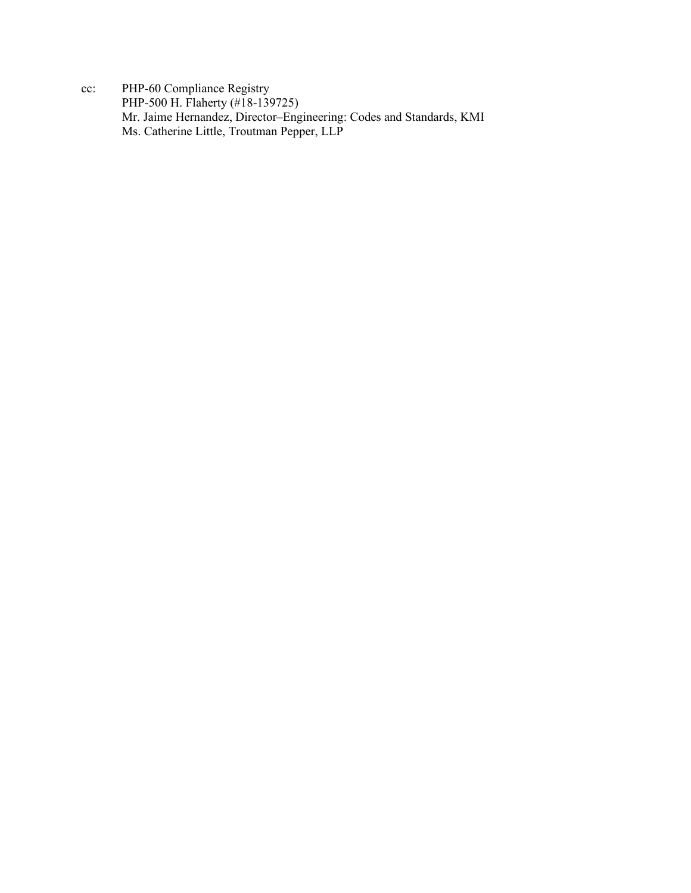cc: PHP-60 Compliance Registry
PHP-500 H. Flaherty (#18-139725)
Mr. Jaime Hernandez, Director–Engineering: Codes and Standards, KMI
Ms. Catherine Little, Troutman Pepper, LLP